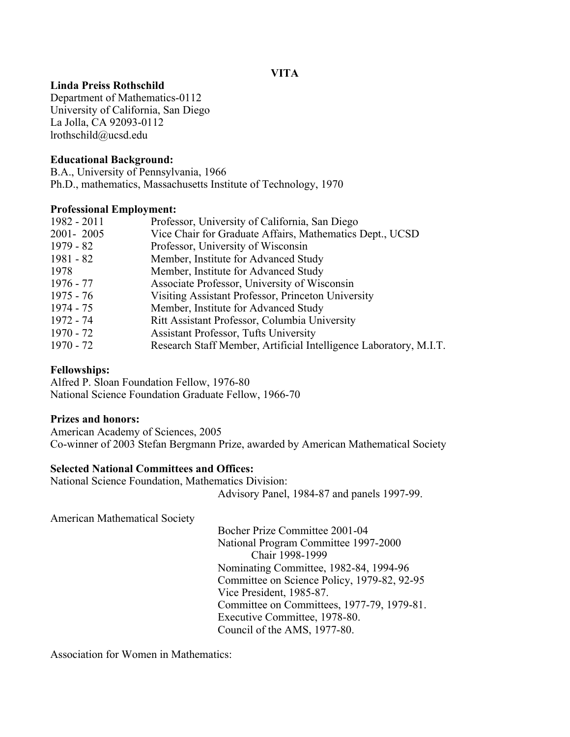# VITA

**Linda Preiss Rothschild**
Department of Mathematics-0112
University of California, San Diego
La Jolla, CA 92093-0112
lrothschild@ucsd.edu

**Educational Background:**
B.A., University of Pennsylvania, 1966
Ph.D., mathematics, Massachusetts Institute of Technology, 1970

**Professional Employment:**

| | |
|---|---|
| 1982 - 2011 | Professor, University of California, San Diego |
| 2001- 2005 | Vice Chair for Graduate Affairs, Mathematics Dept., UCSD |
| 1979 - 82 | Professor, University of Wisconsin |
| 1981 - 82 | Member, Institute for Advanced Study |
| 1978 | Member, Institute for Advanced Study |
| 1976 - 77 | Associate Professor, University of Wisconsin |
| 1975 - 76 | Visiting Assistant Professor, Princeton University |
| 1974 - 75 | Member, Institute for Advanced Study |
| 1972 - 74 | Ritt Assistant Professor, Columbia University |
| 1970 - 72 | Assistant Professor, Tufts University |
| 1970 - 72 | Research Staff Member, Artificial Intelligence Laboratory, M.I.T. |

**Fellowships:**
Alfred P. Sloan Foundation Fellow, 1976-80
National Science Foundation Graduate Fellow, 1966-70

**Prizes and honors:**
American Academy of Sciences, 2005
Co-winner of 2003 Stefan Bergmann Prize, awarded by American Mathematical Society

**Selected National Committees and Offices:**

National Science Foundation, Mathematics Division:
- Advisory Panel, 1984-87 and panels 1997-99.

American Mathematical Society
- Bocher Prize Committee 2001-04
- National Program Committee 1997-2000
  - Chair 1998-1999
- Nominating Committee, 1982-84, 1994-96
- Committee on Science Policy, 1979-82, 92-95
- Vice President, 1985-87.
- Committee on Committees, 1977-79, 1979-81.
- Executive Committee, 1978-80.
- Council of the AMS, 1977-80.

Association for Women in Mathematics: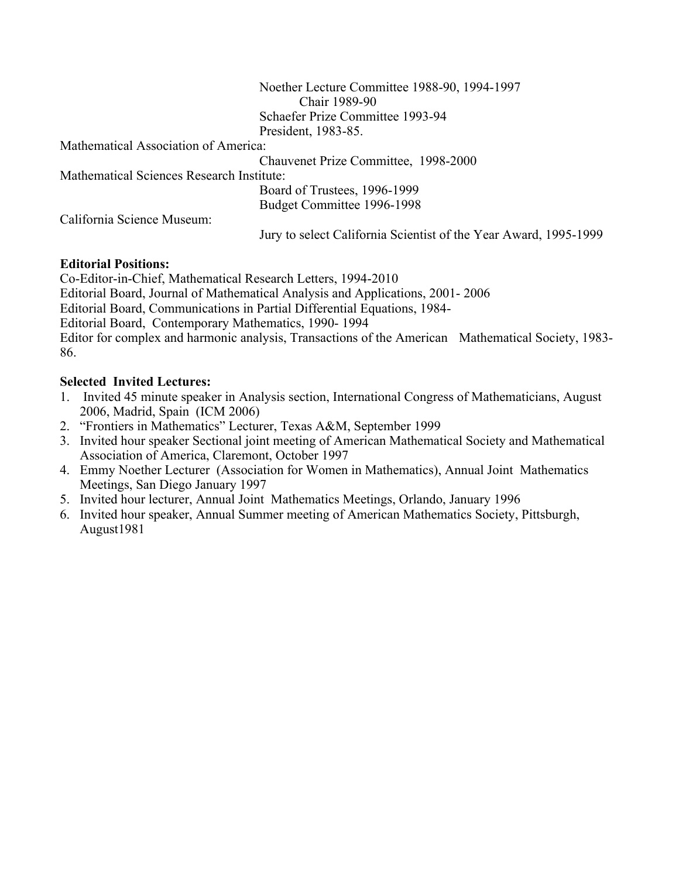Noether Lecture Committee 1988-90, 1994-1997
Chair 1989-90
Schaefer Prize Committee 1993-94
President, 1983-85.

Mathematical Association of America:
Chauvenet Prize Committee, 1998-2000

Mathematical Sciences Research Institute:
Board of Trustees, 1996-1999
Budget Committee 1996-1998

California Science Museum:
Jury to select California Scientist of the Year Award, 1995-1999

**Editorial Positions:**

Co-Editor-in-Chief, Mathematical Research Letters, 1994-2010
Editorial Board, Journal of Mathematical Analysis and Applications, 2001- 2006
Editorial Board, Communications in Partial Differential Equations, 1984-
Editorial Board, Contemporary Mathematics, 1990- 1994
Editor for complex and harmonic analysis, Transactions of the American Mathematical Society, 1983-86.

**Selected Invited Lectures:**

1. Invited 45 minute speaker in Analysis section, International Congress of Mathematicians, August 2006, Madrid, Spain (ICM 2006)
2. "Frontiers in Mathematics" Lecturer, Texas A&M, September 1999
3. Invited hour speaker Sectional joint meeting of American Mathematical Society and Mathematical Association of America, Claremont, October 1997
4. Emmy Noether Lecturer (Association for Women in Mathematics), Annual Joint Mathematics Meetings, San Diego January 1997
5. Invited hour lecturer, Annual Joint Mathematics Meetings, Orlando, January 1996
6. Invited hour speaker, Annual Summer meeting of American Mathematics Society, Pittsburgh, August1981